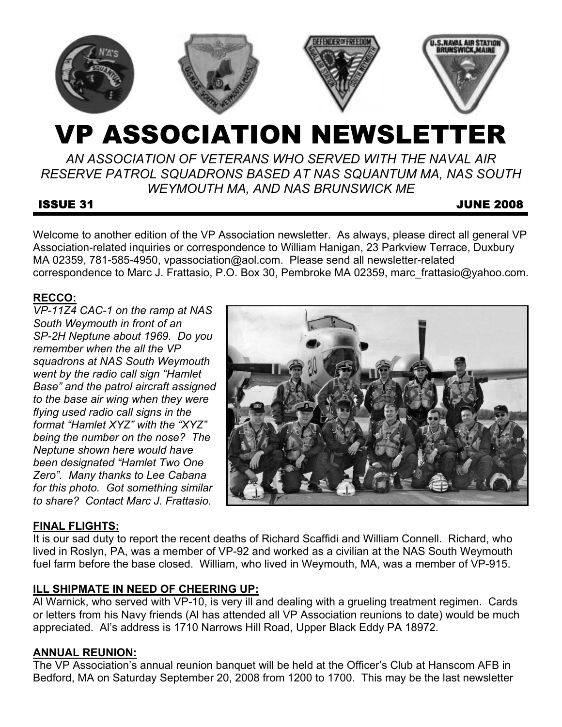# VP ASSOCIATION NEWSLETTER

*AN ASSOCIATION OF VETERANS WHO SERVED WITH THE NAVAL AIR RESERVE PATROL SQUADRONS BASED AT NAS SQUANTUM MA, NAS SOUTH WEYMOUTH MA, AND NAS BRUNSWICK ME*

**ISSUE 31** **JUNE 2008**

Welcome to another edition of the VP Association newsletter. As always, please direct all general VP Association-related inquiries or correspondence to William Hanigan, 23 Parkview Terrace, Duxbury MA 02359, 781-585-4950, vpassociation@aol.com. Please send all newsletter-related correspondence to Marc J. Frattasio, P.O. Box 30, Pembroke MA 02359, marc_frattasio@yahoo.com.

## RECCO:

*VP-11Z4 CAC-1 on the ramp at NAS South Weymouth in front of an SP-2H Neptune about 1969. Do you remember when the all the VP squadrons at NAS South Weymouth went by the radio call sign "Hamlet Base" and the patrol aircraft assigned to the base air wing when they were flying used radio call signs in the format "Hamlet XYZ" with the "XYZ" being the number on the nose? The Neptune shown here would have been designated "Hamlet Two One Zero". Many thanks to Lee Cabana for this photo. Got something similar to share? Contact Marc J. Frattasio.*

## FINAL FLIGHTS:

It is our sad duty to report the recent deaths of Richard Scaffidi and William Connell. Richard, who lived in Roslyn, PA, was a member of VP-92 and worked as a civilian at the NAS South Weymouth fuel farm before the base closed. William, who lived in Weymouth, MA, was a member of VP-915.

## ILL SHIPMATE IN NEED OF CHEERING UP:

Al Warnick, who served with VP-10, is very ill and dealing with a grueling treatment regimen. Cards or letters from his Navy friends (Al has attended all VP Association reunions to date) would be much appreciated. Al's address is 1710 Narrows Hill Road, Upper Black Eddy PA 18972.

## ANNUAL REUNION:

The VP Association's annual reunion banquet will be held at the Officer's Club at Hanscom AFB in Bedford, MA on Saturday September 20, 2008 from 1200 to 1700. This may be the last newsletter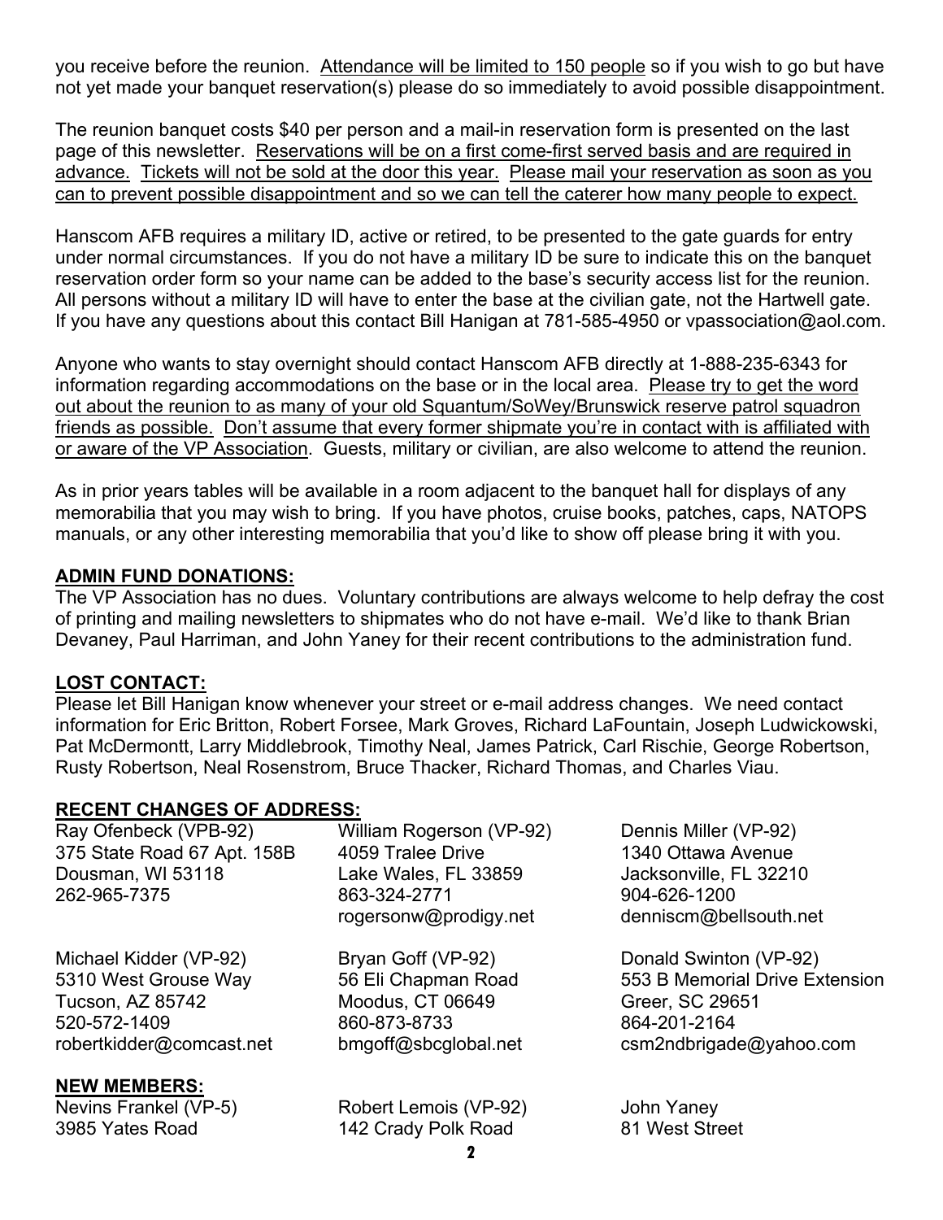you receive before the reunion. Attendance will be limited to 150 people so if you wish to go but have not yet made your banquet reservation(s) please do so immediately to avoid possible disappointment.

The reunion banquet costs $40 per person and a mail-in reservation form is presented on the last page of this newsletter. Reservations will be on a first come-first served basis and are required in advance. Tickets will not be sold at the door this year. Please mail your reservation as soon as you can to prevent possible disappointment and so we can tell the caterer how many people to expect.

Hanscom AFB requires a military ID, active or retired, to be presented to the gate guards for entry under normal circumstances. If you do not have a military ID be sure to indicate this on the banquet reservation order form so your name can be added to the base's security access list for the reunion. All persons without a military ID will have to enter the base at the civilian gate, not the Hartwell gate. If you have any questions about this contact Bill Hanigan at 781-585-4950 or vpassociation@aol.com.

Anyone who wants to stay overnight should contact Hanscom AFB directly at 1-888-235-6343 for information regarding accommodations on the base or in the local area. Please try to get the word out about the reunion to as many of your old Squantum/SoWey/Brunswick reserve patrol squadron friends as possible. Don't assume that every former shipmate you're in contact with is affiliated with or aware of the VP Association. Guests, military or civilian, are also welcome to attend the reunion.

As in prior years tables will be available in a room adjacent to the banquet hall for displays of any memorabilia that you may wish to bring. If you have photos, cruise books, patches, caps, NATOPS manuals, or any other interesting memorabilia that you'd like to show off please bring it with you.

## ADMIN FUND DONATIONS:

The VP Association has no dues. Voluntary contributions are always welcome to help defray the cost of printing and mailing newsletters to shipmates who do not have e-mail. We'd like to thank Brian Devaney, Paul Harriman, and John Yaney for their recent contributions to the administration fund.

## LOST CONTACT:

Please let Bill Hanigan know whenever your street or e-mail address changes. We need contact information for Eric Britton, Robert Forsee, Mark Groves, Richard LaFountain, Joseph Ludwickowski, Pat McDermontt, Larry Middlebrook, Timothy Neal, James Patrick, Carl Rischie, George Robertson, Rusty Robertson, Neal Rosenstrom, Bruce Thacker, Richard Thomas, and Charles Viau.

## RECENT CHANGES OF ADDRESS:

Ray Ofenbeck (VPB-92)
375 State Road 67 Apt. 158B
Dousman, WI 53118
262-965-7375

William Rogerson (VP-92)
4059 Tralee Drive
Lake Wales, FL 33859
863-324-2771
rogersonw@prodigy.net

Dennis Miller (VP-92)
1340 Ottawa Avenue
Jacksonville, FL 32210
904-626-1200
denniscm@bellsouth.net

Michael Kidder (VP-92)
5310 West Grouse Way
Tucson, AZ 85742
520-572-1409
robertkidder@comcast.net

Bryan Goff (VP-92)
56 Eli Chapman Road
Moodus, CT 06649
860-873-8733
bmgoff@sbcglobal.net

Donald Swinton (VP-92)
553 B Memorial Drive Extension
Greer, SC 29651
864-201-2164
csm2ndbrigade@yahoo.com

## NEW MEMBERS:

Nevins Frankel (VP-5)
3985 Yates Road

Robert Lemois (VP-92)
142 Crady Polk Road

John Yaney
81 West Street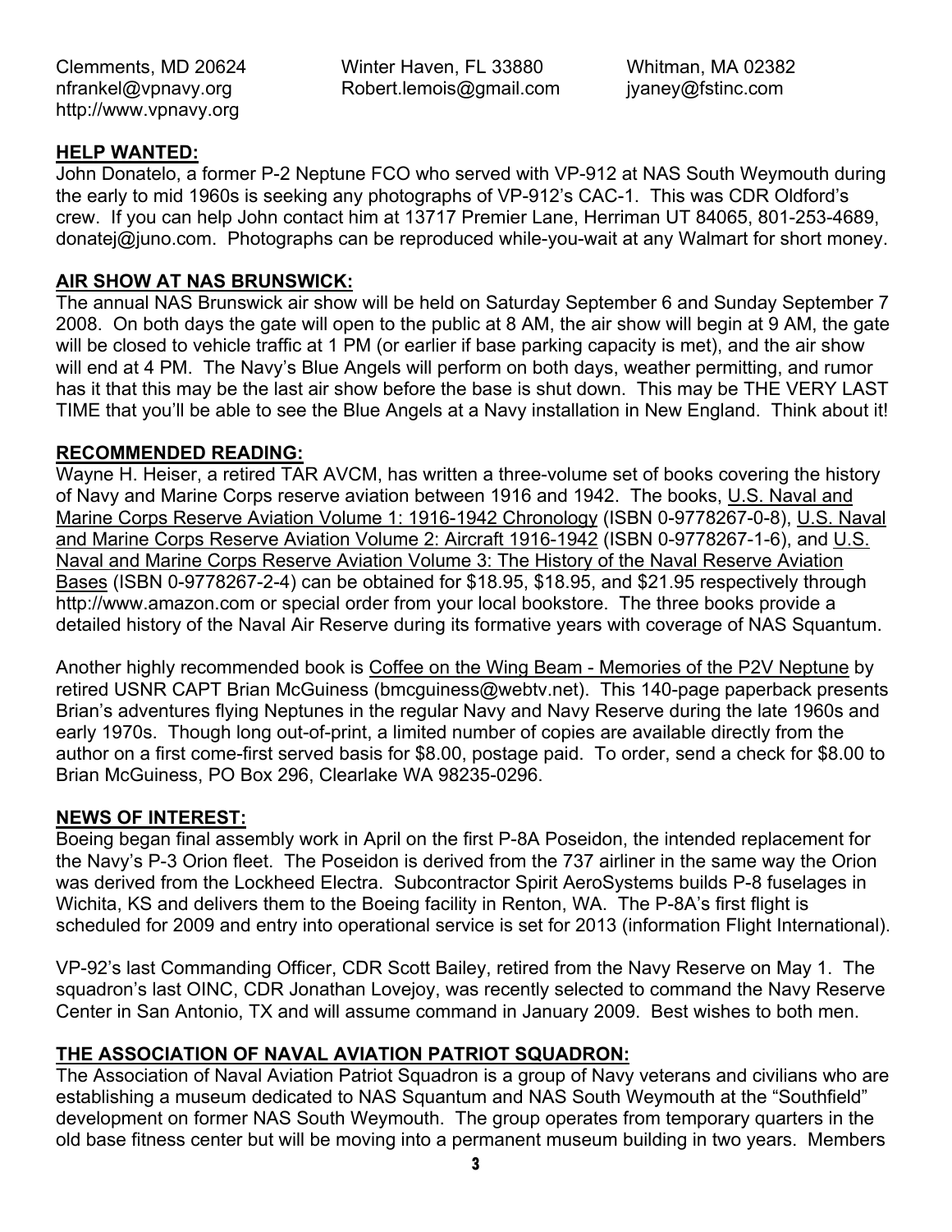Clemments, MD 20624
nfrankel@vpnavy.org
http://www.vpnavy.org

Winter Haven, FL 33880
Robert.lemois@gmail.com

Whitman, MA 02382
jyaney@fstinc.com

## HELP WANTED:

John Donatelo, a former P-2 Neptune FCO who served with VP-912 at NAS South Weymouth during the early to mid 1960s is seeking any photographs of VP-912's CAC-1. This was CDR Oldford's crew. If you can help John contact him at 13717 Premier Lane, Herriman UT 84065, 801-253-4689, donatej@juno.com. Photographs can be reproduced while-you-wait at any Walmart for short money.

## AIR SHOW AT NAS BRUNSWICK:

The annual NAS Brunswick air show will be held on Saturday September 6 and Sunday September 7 2008. On both days the gate will open to the public at 8 AM, the air show will begin at 9 AM, the gate will be closed to vehicle traffic at 1 PM (or earlier if base parking capacity is met), and the air show will end at 4 PM. The Navy's Blue Angels will perform on both days, weather permitting, and rumor has it that this may be the last air show before the base is shut down. This may be THE VERY LAST TIME that you'll be able to see the Blue Angels at a Navy installation in New England. Think about it!

## RECOMMENDED READING:

Wayne H. Heiser, a retired TAR AVCM, has written a three-volume set of books covering the history of Navy and Marine Corps reserve aviation between 1916 and 1942. The books, U.S. Naval and Marine Corps Reserve Aviation Volume 1: 1916-1942 Chronology (ISBN 0-9778267-0-8), U.S. Naval and Marine Corps Reserve Aviation Volume 2: Aircraft 1916-1942 (ISBN 0-9778267-1-6), and U.S. Naval and Marine Corps Reserve Aviation Volume 3: The History of the Naval Reserve Aviation Bases (ISBN 0-9778267-2-4) can be obtained for $18.95, $18.95, and $21.95 respectively through http://www.amazon.com or special order from your local bookstore. The three books provide a detailed history of the Naval Air Reserve during its formative years with coverage of NAS Squantum.

Another highly recommended book is Coffee on the Wing Beam - Memories of the P2V Neptune by retired USNR CAPT Brian McGuiness (bmcguiness@webtv.net). This 140-page paperback presents Brian's adventures flying Neptunes in the regular Navy and Navy Reserve during the late 1960s and early 1970s. Though long out-of-print, a limited number of copies are available directly from the author on a first come-first served basis for $8.00, postage paid. To order, send a check for $8.00 to Brian McGuiness, PO Box 296, Clearlake WA 98235-0296.

## NEWS OF INTEREST:

Boeing began final assembly work in April on the first P-8A Poseidon, the intended replacement for the Navy's P-3 Orion fleet. The Poseidon is derived from the 737 airliner in the same way the Orion was derived from the Lockheed Electra. Subcontractor Spirit AeroSystems builds P-8 fuselages in Wichita, KS and delivers them to the Boeing facility in Renton, WA. The P-8A's first flight is scheduled for 2009 and entry into operational service is set for 2013 (information Flight International).

VP-92's last Commanding Officer, CDR Scott Bailey, retired from the Navy Reserve on May 1. The squadron's last OINC, CDR Jonathan Lovejoy, was recently selected to command the Navy Reserve Center in San Antonio, TX and will assume command in January 2009. Best wishes to both men.

## THE ASSOCIATION OF NAVAL AVIATION PATRIOT SQUADRON:

The Association of Naval Aviation Patriot Squadron is a group of Navy veterans and civilians who are establishing a museum dedicated to NAS Squantum and NAS South Weymouth at the "Southfield" development on former NAS South Weymouth. The group operates from temporary quarters in the old base fitness center but will be moving into a permanent museum building in two years. Members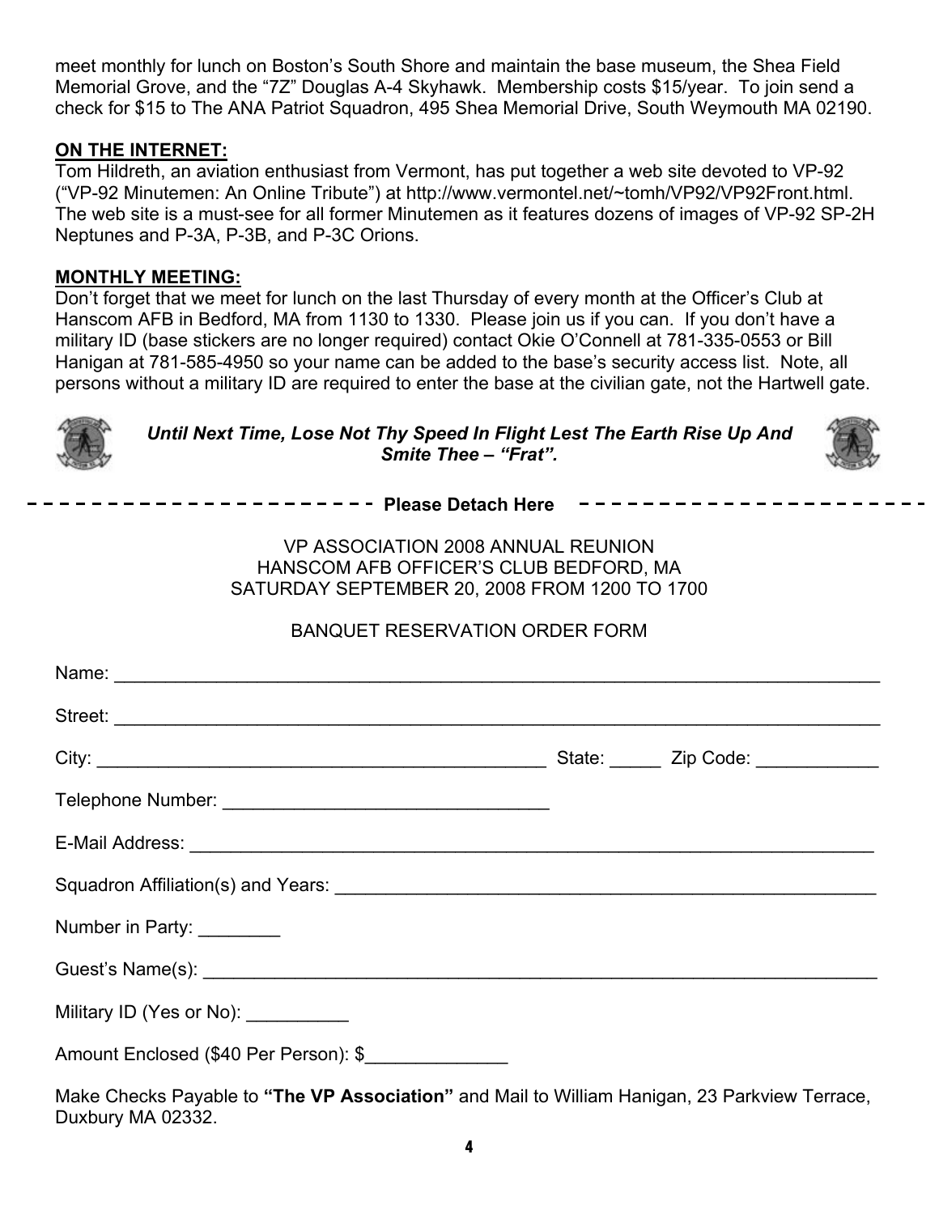meet monthly for lunch on Boston's South Shore and maintain the base museum, the Shea Field Memorial Grove, and the "7Z" Douglas A-4 Skyhawk. Membership costs $15/year. To join send a check for $15 to The ANA Patriot Squadron, 495 Shea Memorial Drive, South Weymouth MA 02190.

**ON THE INTERNET:**

Tom Hildreth, an aviation enthusiast from Vermont, has put together a web site devoted to VP-92 ("VP-92 Minutemen: An Online Tribute") at http://www.vermontel.net/~tomh/VP92/VP92Front.html. The web site is a must-see for all former Minutemen as it features dozens of images of VP-92 SP-2H Neptunes and P-3A, P-3B, and P-3C Orions.

**MONTHLY MEETING:**

Don't forget that we meet for lunch on the last Thursday of every month at the Officer's Club at Hanscom AFB in Bedford, MA from 1130 to 1330. Please join us if you can. If you don't have a military ID (base stickers are no longer required) contact Okie O'Connell at 781-335-0553 or Bill Hanigan at 781-585-4950 so your name can be added to the base's security access list. Note, all persons without a military ID are required to enter the base at the civilian gate, not the Hartwell gate.

***Until Next Time, Lose Not Thy Speed In Flight Lest The Earth Rise Up And Smite Thee – "Frat".***

- - - - - - - - - - **Please Detach Here** - - - - - - - - - -

VP ASSOCIATION 2008 ANNUAL REUNION
HANSCOM AFB OFFICER'S CLUB BEDFORD, MA
SATURDAY SEPTEMBER 20, 2008 FROM 1200 TO 1700

BANQUET RESERVATION ORDER FORM

Name: ____________________________________________

Street: ____________________________________________

City: ______________________________ State: _____ Zip Code: ____________

Telephone Number: ________________________________

E-Mail Address: ____________________________________________

Squadron Affiliation(s) and Years: ____________________________________________

Number in Party: ________

Guest's Name(s): ____________________________________________

Military ID (Yes or No): __________

Amount Enclosed ($40 Per Person): $______________

Make Checks Payable to **"The VP Association"** and Mail to William Hanigan, 23 Parkview Terrace, Duxbury MA 02332.